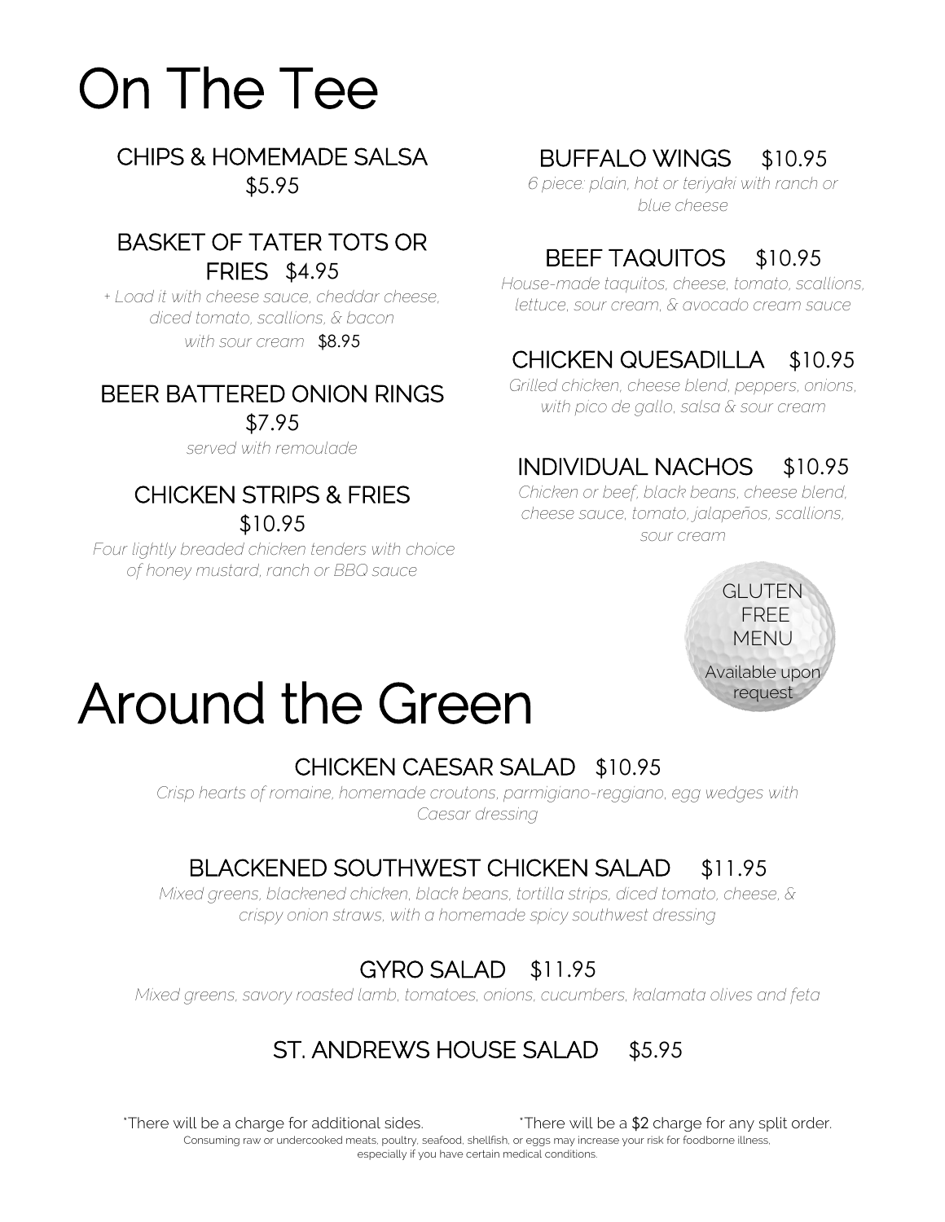# On The Tee

### CHIPS & HOMEMADE SALSA
$5.95

### BASKET OF TATER TOTS OR FRIES $4.95
*+ Load it with cheese sauce, cheddar cheese, diced tomato, scallions, & bacon with sour cream* $8.95

### BEER BATTERED ONION RINGS
$7.95

*served with remoulade*

### CHICKEN STRIPS & FRIES
$10.95

*Four lightly breaded chicken tenders with choice of honey mustard, ranch or BBQ sauce*

### BUFFALO WINGS $10.95
*6 piece: plain, hot or teriyaki with ranch or blue cheese*

### BEEF TAQUITOS $10.95
*House-made taquitos, cheese, tomato, scallions, lettuce, sour cream, & avocado cream sauce*

### CHICKEN QUESADILLA $10.95
*Grilled chicken, cheese blend, peppers, onions, with pico de gallo, salsa & sour cream*

### INDIVIDUAL NACHOS $10.95
*Chicken or beef, black beans, cheese blend, cheese sauce, tomato, jalapeños, scallions, sour cream*

GLUTEN FREE MENU

Available upon request

# Around the Green

### CHICKEN CAESAR SALAD $10.95
*Crisp hearts of romaine, homemade croutons, parmigiano-reggiano, egg wedges with Caesar dressing*

### BLACKENED SOUTHWEST CHICKEN SALAD $11.95
*Mixed greens, blackened chicken, black beans, tortilla strips, diced tomato, cheese, & crispy onion straws, with a homemade spicy southwest dressing*

### GYRO SALAD $11.95
*Mixed greens, savory roasted lamb, tomatoes, onions, cucumbers, kalamata olives and feta*

### ST. ANDREWS HOUSE SALAD $5.95

*There will be a charge for additional sides. *There will be a $2 charge for any split order.

Consuming raw or undercooked meats, poultry, seafood, shellfish, or eggs may increase your risk for foodborne illness, especially if you have certain medical conditions.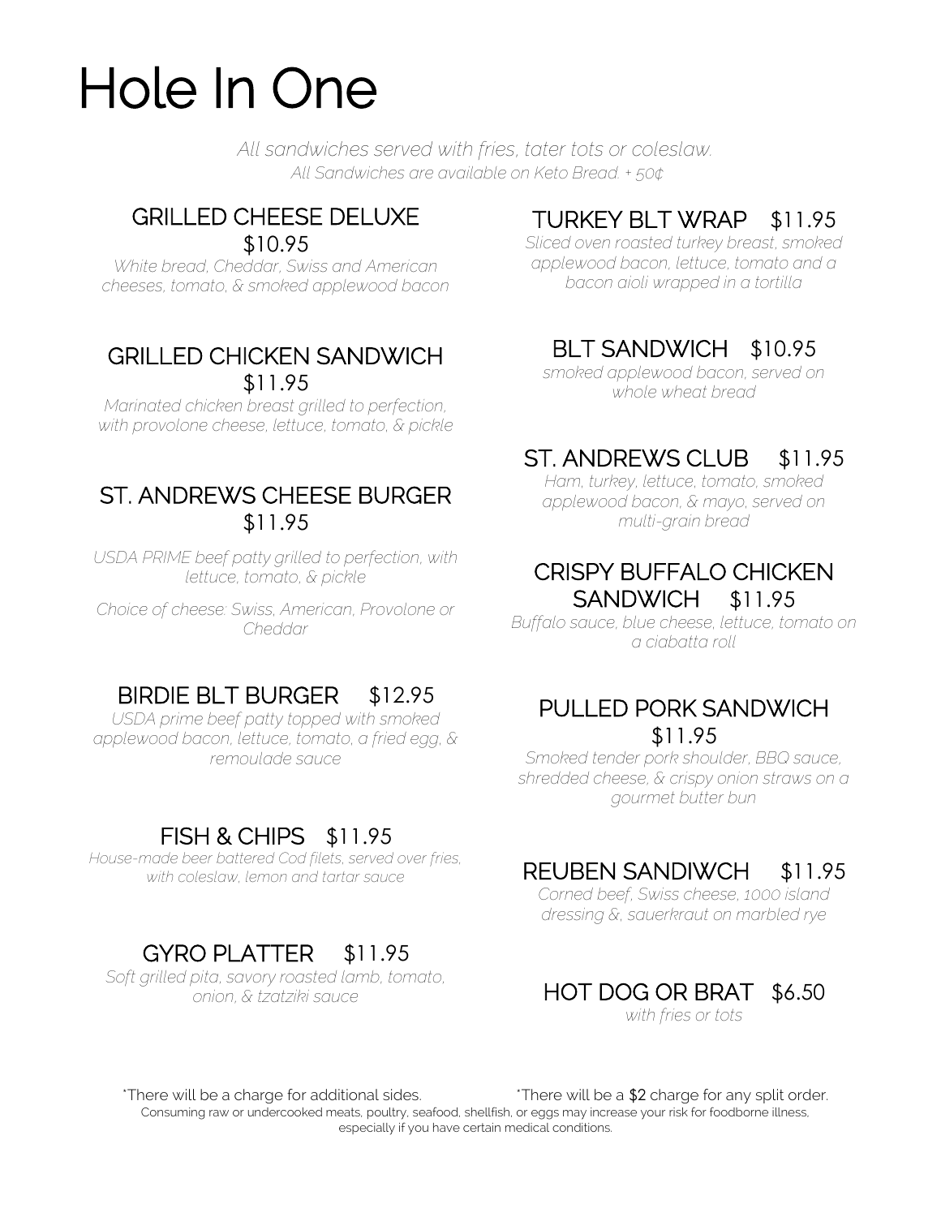# Hole In One

*All sandwiches served with fries, tater tots or coleslaw.*

*All Sandwiches are available on Keto Bread. + 50¢*

## GRILLED CHEESE DELUXE $10.95

*White bread, Cheddar, Swiss and American cheeses, tomato, & smoked applewood bacon*

## GRILLED CHICKEN SANDWICH $11.95

*Marinated chicken breast grilled to perfection, with provolone cheese, lettuce, tomato, & pickle*

## ST. ANDREWS CHEESE BURGER $11.95

*USDA PRIME beef patty grilled to perfection, with lettuce, tomato, & pickle*

*Choice of cheese: Swiss, American, Provolone or Cheddar*

## BIRDIE BLT BURGER $12.95

*USDA prime beef patty topped with smoked applewood bacon, lettuce, tomato, a fried egg, & remoulade sauce*

## FISH & CHIPS $11.95

*House-made beer battered Cod filets, served over fries, with coleslaw, lemon and tartar sauce*

## GYRO PLATTER $11.95

*Soft grilled pita, savory roasted lamb, tomato, onion, & tzatziki sauce*

## TURKEY BLT WRAP $11.95

*Sliced oven roasted turkey breast, smoked applewood bacon, lettuce, tomato and a bacon aioli wrapped in a tortilla*

## BLT SANDWICH $10.95

*smoked applewood bacon, served on whole wheat bread*

## ST. ANDREWS CLUB $11.95

*Ham, turkey, lettuce, tomato, smoked applewood bacon, & mayo, served on multi-grain bread*

## CRISPY BUFFALO CHICKEN SANDWICH $11.95

*Buffalo sauce, blue cheese, lettuce, tomato on a ciabatta roll*

## PULLED PORK SANDWICH $11.95

*Smoked tender pork shoulder, BBQ sauce, shredded cheese, & crispy onion straws on a gourmet butter bun*

## REUBEN SANDIWCH $11.95

*Corned beef, Swiss cheese, 1000 island dressing &, sauerkraut on marbled rye*

## HOT DOG OR BRAT $6.50

*with fries or tots*

*There will be a charge for additional sides. *There will be a $2 charge for any split order.

Consuming raw or undercooked meats, poultry, seafood, shellfish, or eggs may increase your risk for foodborne illness, especially if you have certain medical conditions.